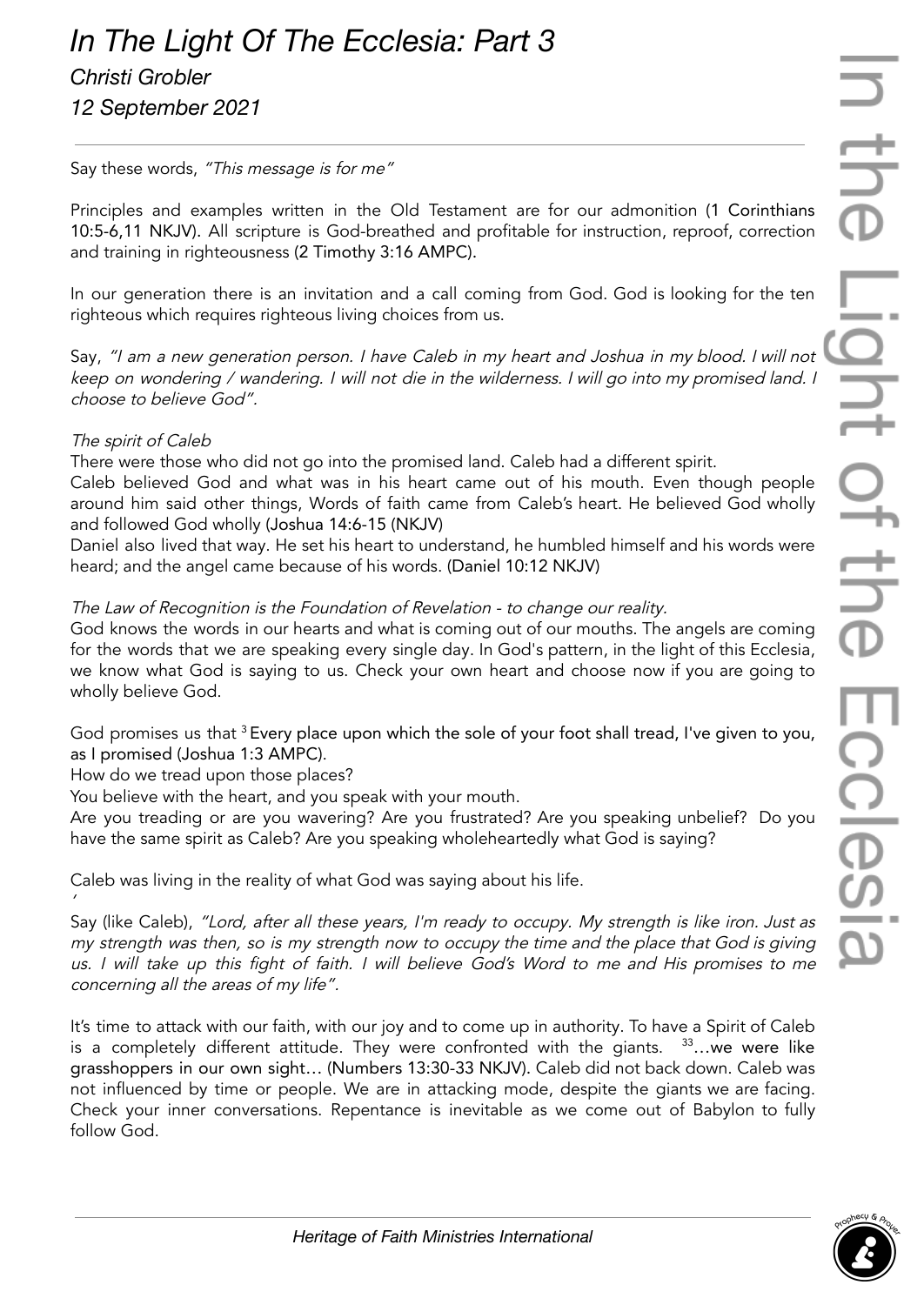# *In The Light Of The Ecclesia: Part 3*

*Christi Grobler*

*12 September 2021*

---

Say these words, *"This message is for me"*

Principles and examples written in the Old Testament are for our admonition (1 Corinthians 10:5-6,11 NKJV). All scripture is God-breathed and profitable for instruction, reproof, correction and training in righteousness (2 Timothy 3:16 AMPC).

In our generation there is an invitation and a call coming from God. God is looking for the ten righteous which requires righteous living choices from us.

Say, *"I am a new generation person. I have Caleb in my heart and Joshua in my blood. I will not keep on wondering / wandering. I will not die in the wilderness. I will go into my promised land. I choose to believe God".*

*The spirit of Caleb*

There were those who did not go into the promised land. Caleb had a different spirit.

Caleb believed God and what was in his heart came out of his mouth. Even though people around him said other things, Words of faith came from Caleb's heart. He believed God wholly and followed God wholly (Joshua 14:6-15 (NKJV)

Daniel also lived that way. He set his heart to understand, he humbled himself and his words were heard; and the angel came because of his words. (Daniel 10:12 NKJV)

*The Law of Recognition is the Foundation of Revelation - to change our reality.*

God knows the words in our hearts and what is coming out of our mouths. The angels are coming for the words that we are speaking every single day. In God's pattern, in the light of this Ecclesia, we know what God is saying to us. Check your own heart and choose now if you are going to wholly believe God.

God promises us that [3] Every place upon which the sole of your foot shall tread, I've given to you, as I promised (Joshua 1:3 AMPC).

How do we tread upon those places?

You believe with the heart, and you speak with your mouth.

Are you treading or are you wavering? Are you frustrated? Are you speaking unbelief? Do you have the same spirit as Caleb? Are you speaking wholeheartedly what God is saying?

Caleb was living in the reality of what God was saying about his life.

Say (like Caleb), *"Lord, after all these years, I'm ready to occupy. My strength is like iron. Just as my strength was then, so is my strength now to occupy the time and the place that God is giving us. I will take up this fight of faith. I will believe God's Word to me and His promises to me concerning all the areas of my life".*

It's time to attack with our faith, with our joy and to come up in authority. To have a Spirit of Caleb is a completely different attitude. They were confronted with the giants. [33]…we were like grasshoppers in our own sight… (Numbers 13:30-33 NKJV). Caleb did not back down. Caleb was not influenced by time or people. We are in attacking mode, despite the giants we are facing. Check your inner conversations. Repentance is inevitable as we come out of Babylon to fully follow God.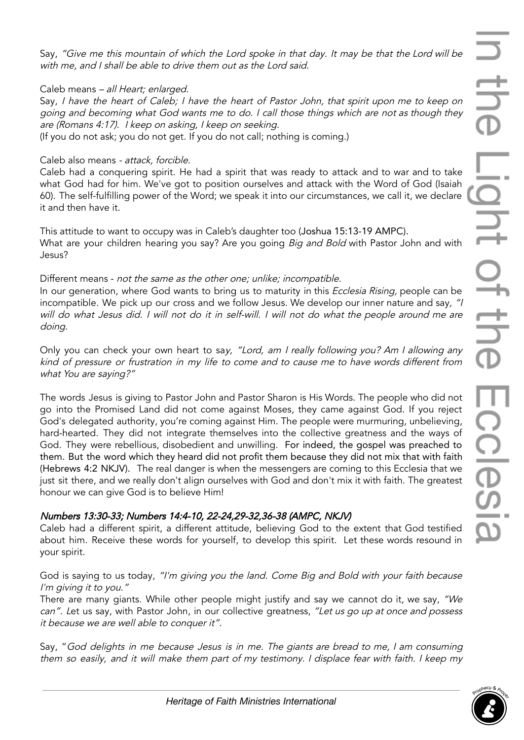Say, *"Give me this mountain of which the Lord spoke in that day. It may be that the Lord will be with me, and I shall be able to drive them out as the Lord said.*

Caleb means – *all Heart; enlarged.*
Say, *I have the heart of Caleb; I have the heart of Pastor John, that spirit upon me to keep on going and becoming what God wants me to do. I call those things which are not as though they are (Romans 4:17). I keep on asking, I keep on seeking.*
(If you do not ask; you do not get. If you do not call; nothing is coming.)

Caleb also means - *attack, forcible.*
Caleb had a conquering spirit. He had a spirit that was ready to attack and to war and to take what God had for him. We've got to position ourselves and attack with the Word of God (Isaiah 60). The self-fulfilling power of the Word; we speak it into our circumstances, we call it, we declare it and then have it.

This attitude to want to occupy was in Caleb's daughter too (Joshua 15:13-19 AMPC).
What are your children hearing you say? Are you going *Big and Bold* with Pastor John and with Jesus?

Different means - *not the same as the other one; unlike; incompatible.*
In our generation, where God wants to bring us to maturity in this *Ecclesia Rising,* people can be incompatible. We pick up our cross and we follow Jesus. We develop our inner nature and say, *"I will do what Jesus did. I will not do it in self-will. I will not do what the people around me are doing.*

Only you can check your own heart to say, *"Lord, am I really following you? Am I allowing any kind of pressure or frustration in my life to come and to cause me to have words different from what You are saying?"*

The words Jesus is giving to Pastor John and Pastor Sharon is His Words. The people who did not go into the Promised Land did not come against Moses, they came against God. If you reject God's delegated authority, you're coming against Him. The people were murmuring, unbelieving, hard-hearted. They did not integrate themselves into the collective greatness and the ways of God. They were rebellious, disobedient and unwilling. For indeed, the gospel was preached to them. But the word which they heard did not profit them because they did not mix that with faith (Hebrews 4:2 NKJV). The real danger is when the messengers are coming to this Ecclesia that we just sit there, and we really don't align ourselves with God and don't mix it with faith. The greatest honour we can give God is to believe Him!

***Numbers 13:30-33; Numbers 14:4-10, 22-24,29-32,36-38 (AMPC, NKJV)***
Caleb had a different spirit, a different attitude, believing God to the extent that God testified about him. Receive these words for yourself, to develop this spirit. Let these words resound in your spirit.

God is saying to us today, *"I'm giving you the land. Come Big and Bold with your faith because I'm giving it to you."*
There are many giants. While other people might justify and say we cannot do it, we say, *"We can"*. Let us say, with Pastor John, in our collective greatness, *"Let us go up at once and possess it because we are well able to conquer it".*

Say, "*God delights in me because Jesus is in me. The giants are bread to me, I am consuming them so easily, and it will make them part of my testimony. I displace fear with faith. I keep my*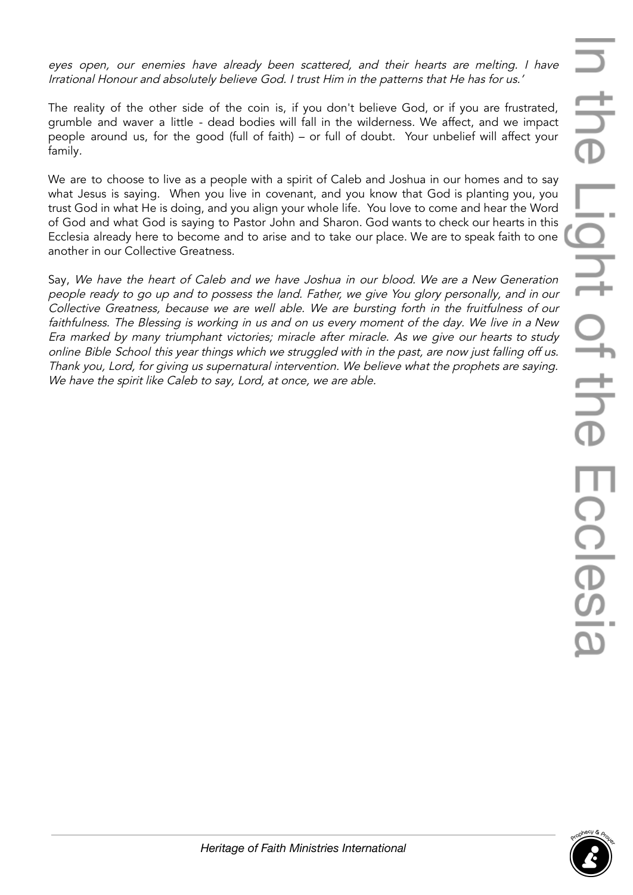*eyes open, our enemies have already been scattered, and their hearts are melting. I have Irrational Honour and absolutely believe God. I trust Him in the patterns that He has for us.'*

The reality of the other side of the coin is, if you don't believe God, or if you are frustrated, grumble and waver a little - dead bodies will fall in the wilderness. We affect, and we impact people around us, for the good (full of faith) – or full of doubt. Your unbelief will affect your family.

We are to choose to live as a people with a spirit of Caleb and Joshua in our homes and to say what Jesus is saying. When you live in covenant, and you know that God is planting you, you trust God in what He is doing, and you align your whole life. You love to come and hear the Word of God and what God is saying to Pastor John and Sharon. God wants to check our hearts in this Ecclesia already here to become and to arise and to take our place. We are to speak faith to one another in our Collective Greatness.

Say, *We have the heart of Caleb and we have Joshua in our blood. We are a New Generation people ready to go up and to possess the land. Father, we give You glory personally, and in our Collective Greatness, because we are well able. We are bursting forth in the fruitfulness of our faithfulness. The Blessing is working in us and on us every moment of the day. We live in a New Era marked by many triumphant victories; miracle after miracle. As we give our hearts to study online Bible School this year things which we struggled with in the past, are now just falling off us. Thank you, Lord, for giving us supernatural intervention. We believe what the prophets are saying. We have the spirit like Caleb to say, Lord, at once, we are able.*